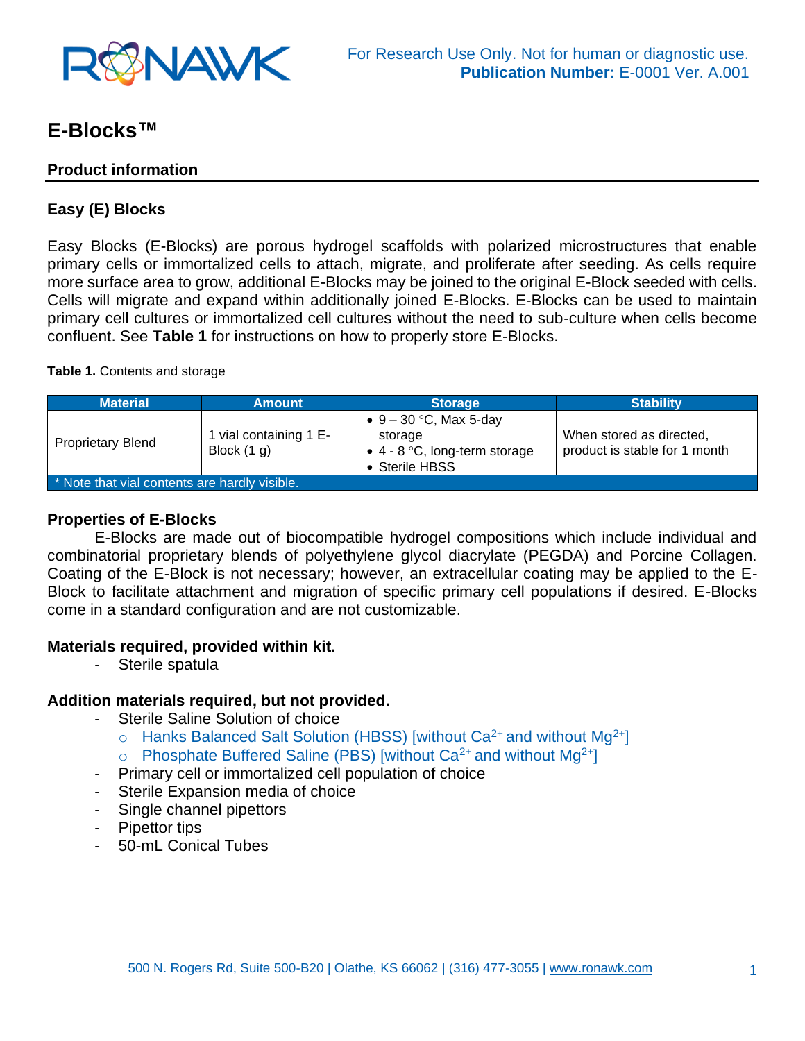For Research Use Only. Not for human or diagnostic use.
**Publication Number:** E-0001 Ver. A.001

# E-Blocks™

## Product information

### Easy (E) Blocks

Easy Blocks (E-Blocks) are porous hydrogel scaffolds with polarized microstructures that enable primary cells or immortalized cells to attach, migrate, and proliferate after seeding. As cells require more surface area to grow, additional E-Blocks may be joined to the original E-Block seeded with cells. Cells will migrate and expand within additionally joined E-Blocks. E-Blocks can be used to maintain primary cell cultures or immortalized cell cultures without the need to sub-culture when cells become confluent. See **Table 1** for instructions on how to properly store E-Blocks.

**Table 1.** Contents and storage

| Material | Amount | Storage | Stability |
|---|---|---|---|
| Proprietary Blend | 1 vial containing 1 E-Block (1 g) | • 9 – 30 °C, Max 5-day storage<br>• 4 - 8 °C, long-term storage<br>• Sterile HBSS | When stored as directed, product is stable for 1 month |
| * Note that vial contents are hardly visible. | | | |

### Properties of E-Blocks

E-Blocks are made out of biocompatible hydrogel compositions which include individual and combinatorial proprietary blends of polyethylene glycol diacrylate (PEGDA) and Porcine Collagen. Coating of the E-Block is not necessary; however, an extracellular coating may be applied to the E-Block to facilitate attachment and migration of specific primary cell populations if desired. E-Blocks come in a standard configuration and are not customizable.

### Materials required, provided within kit.

- Sterile spatula

### Addition materials required, but not provided.

- Sterile Saline Solution of choice
  - Hanks Balanced Salt Solution (HBSS) [without $Ca^{2+}$ and without $Mg^{2+}$]
  - Phosphate Buffered Saline (PBS) [without $Ca^{2+}$ and without $Mg^{2+}$]
- Primary cell or immortalized cell population of choice
- Sterile Expansion media of choice
- Single channel pipettors
- Pipettor tips
- 50-mL Conical Tubes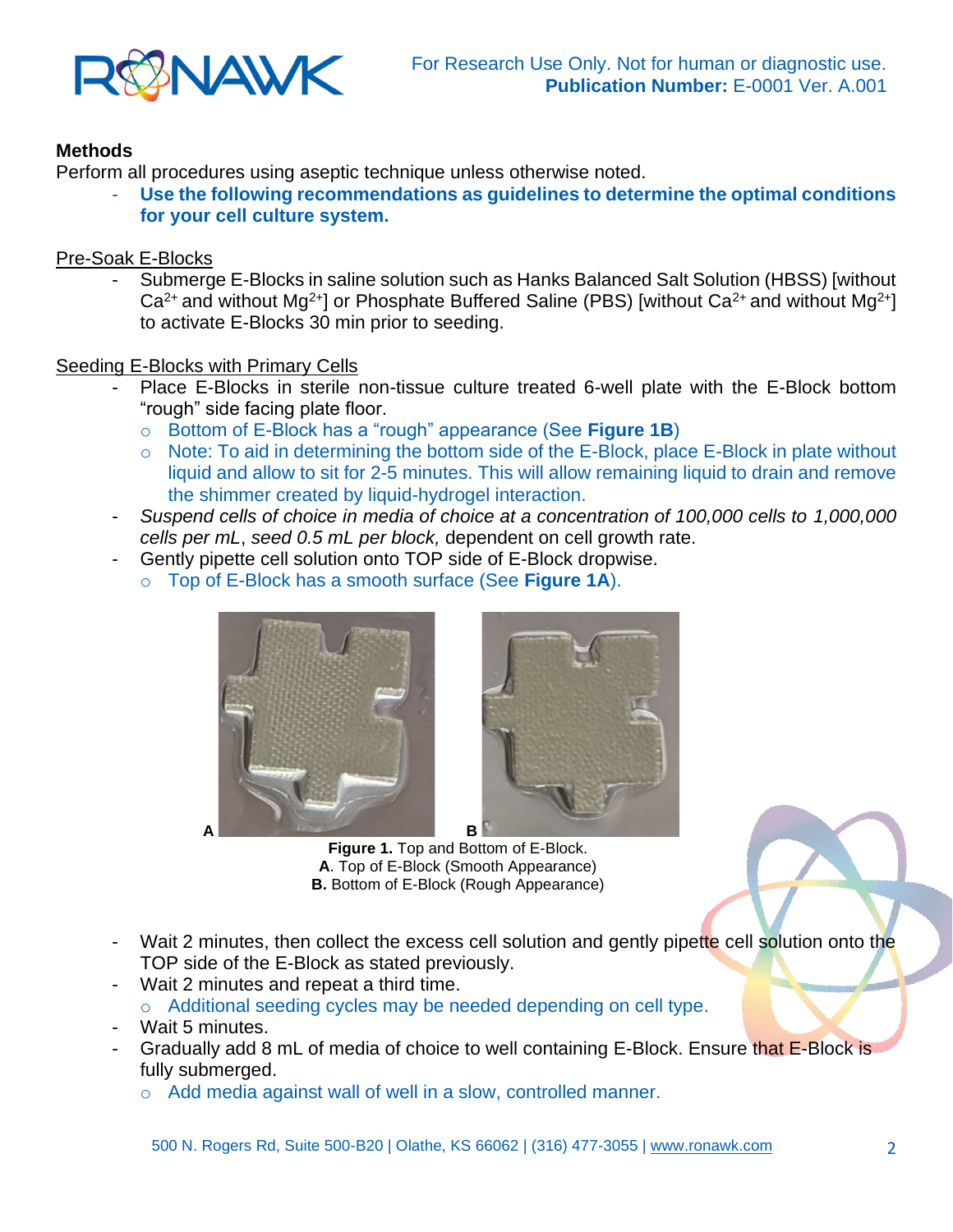**Methods**

Perform all procedures using aseptic technique unless otherwise noted.

- **Use the following recommendations as guidelines to determine the optimal conditions for your cell culture system.**

<u>Pre-Soak E-Blocks</u>

- Submerge E-Blocks in saline solution such as Hanks Balanced Salt Solution (HBSS) [without $Ca^{2+}$ and without $Mg^{2+}$] or Phosphate Buffered Saline (PBS) [without $Ca^{2+}$ and without $Mg^{2+}$] to activate E-Blocks 30 min prior to seeding.

<u>Seeding E-Blocks with Primary Cells</u>

- Place E-Blocks in sterile non-tissue culture treated 6-well plate with the E-Block bottom "rough" side facing plate floor.
  - Bottom of E-Block has a "rough" appearance (See **Figure 1B**)
  - Note: To aid in determining the bottom side of the E-Block, place E-Block in plate without liquid and allow to sit for 2-5 minutes. This will allow remaining liquid to drain and remove the shimmer created by liquid-hydrogel interaction.
- *Suspend cells of choice in media of choice at a concentration of 100,000 cells to 1,000,000 cells per mL*, *seed 0.5 mL per block,* dependent on cell growth rate.
- Gently pipette cell solution onto TOP side of E-Block dropwise.
  - Top of E-Block has a smooth surface (See **Figure 1A**).

**Figure 1.** Top and Bottom of E-Block.
**A**. Top of E-Block (Smooth Appearance)
**B.** Bottom of E-Block (Rough Appearance)

- Wait 2 minutes, then collect the excess cell solution and gently pipette cell solution onto the TOP side of the E-Block as stated previously.
- Wait 2 minutes and repeat a third time.
  - Additional seeding cycles may be needed depending on cell type.
- Wait 5 minutes.
- Gradually add 8 mL of media of choice to well containing E-Block. Ensure that E-Block is fully submerged.
  - Add media against wall of well in a slow, controlled manner.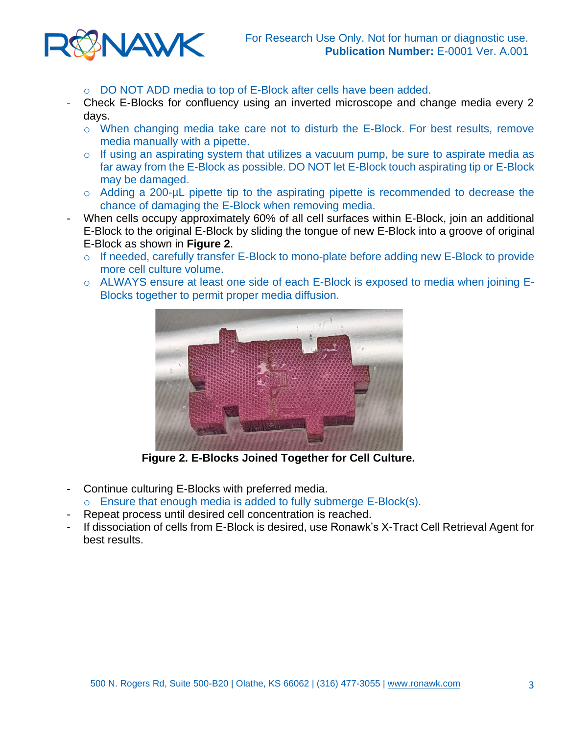- DO NOT ADD media to top of E-Block after cells have been added.
- Check E-Blocks for confluency using an inverted microscope and change media every 2 days.
  - When changing media take care not to disturb the E-Block. For best results, remove media manually with a pipette.
  - If using an aspirating system that utilizes a vacuum pump, be sure to aspirate media as far away from the E-Block as possible. DO NOT let E-Block touch aspirating tip or E-Block may be damaged.
  - Adding a 200-µL pipette tip to the aspirating pipette is recommended to decrease the chance of damaging the E-Block when removing media.
- When cells occupy approximately 60% of all cell surfaces within E-Block, join an additional E-Block to the original E-Block by sliding the tongue of new E-Block into a groove of original E-Block as shown in **Figure 2**.
  - If needed, carefully transfer E-Block to mono-plate before adding new E-Block to provide more cell culture volume.
  - ALWAYS ensure at least one side of each E-Block is exposed to media when joining E-Blocks together to permit proper media diffusion.

**Figure 2. E-Blocks Joined Together for Cell Culture.**

- Continue culturing E-Blocks with preferred media.
  - Ensure that enough media is added to fully submerge E-Block(s).
- Repeat process until desired cell concentration is reached.
- If dissociation of cells from E-Block is desired, use Ronawk's X-Tract Cell Retrieval Agent for best results.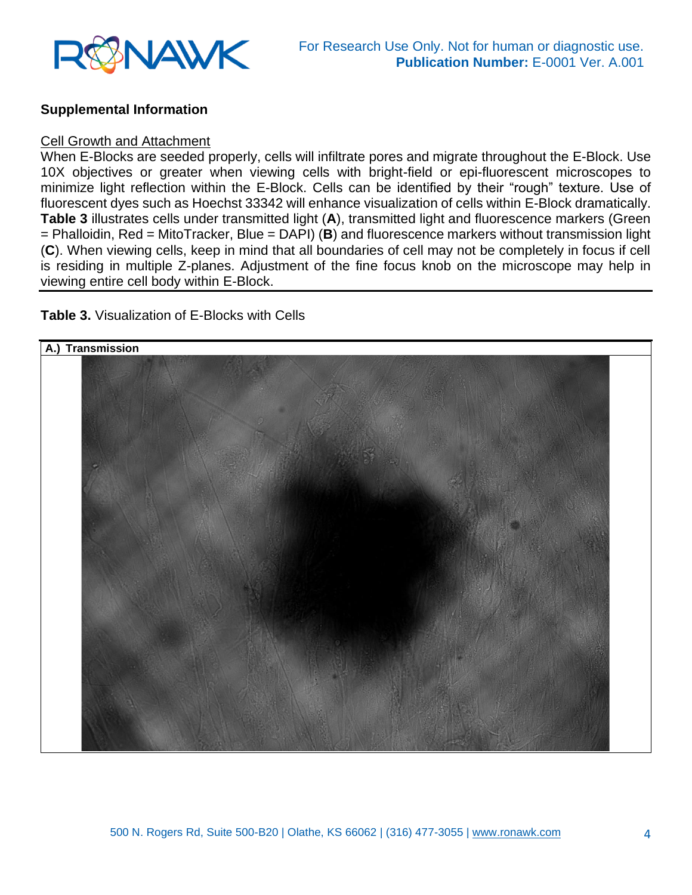## Supplemental Information

Cell Growth and Attachment

When E-Blocks are seeded properly, cells will infiltrate pores and migrate throughout the E-Block. Use 10X objectives or greater when viewing cells with bright-field or epi-fluorescent microscopes to minimize light reflection within the E-Block. Cells can be identified by their “rough” texture. Use of fluorescent dyes such as Hoechst 33342 will enhance visualization of cells within E-Block dramatically. **Table 3** illustrates cells under transmitted light (**A**), transmitted light and fluorescence markers (Green = Phalloidin, Red = MitoTracker, Blue = DAPI) (**B**) and fluorescence markers without transmission light (**C**). When viewing cells, keep in mind that all boundaries of cell may not be completely in focus if cell is residing in multiple Z-planes. Adjustment of the fine focus knob on the microscope may help in viewing entire cell body within E-Block.

**Table 3.** Visualization of E-Blocks with Cells

| **A.) Transmission** |
| --- |
| |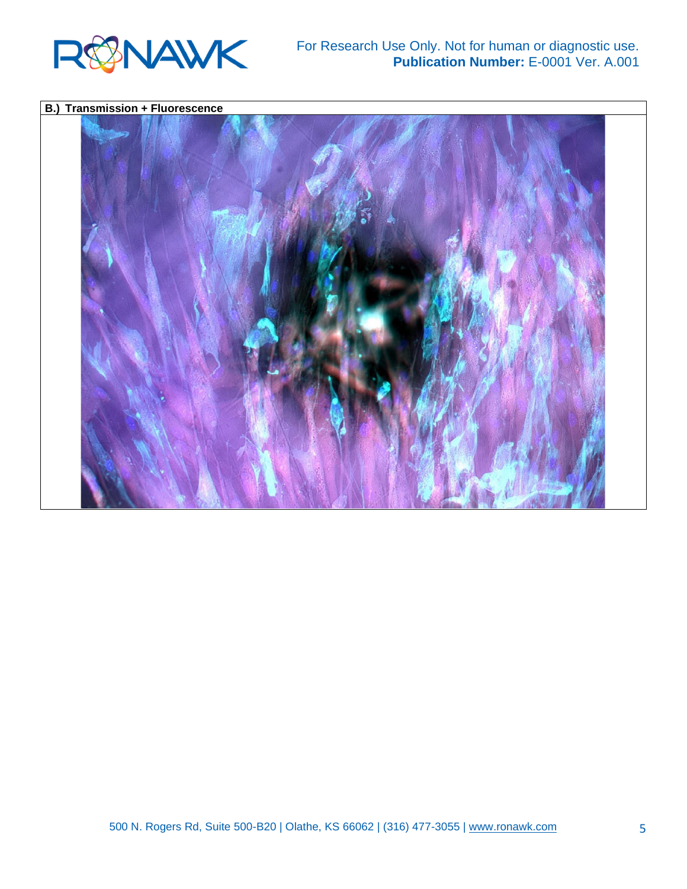**B.) Transmission + Fluorescence**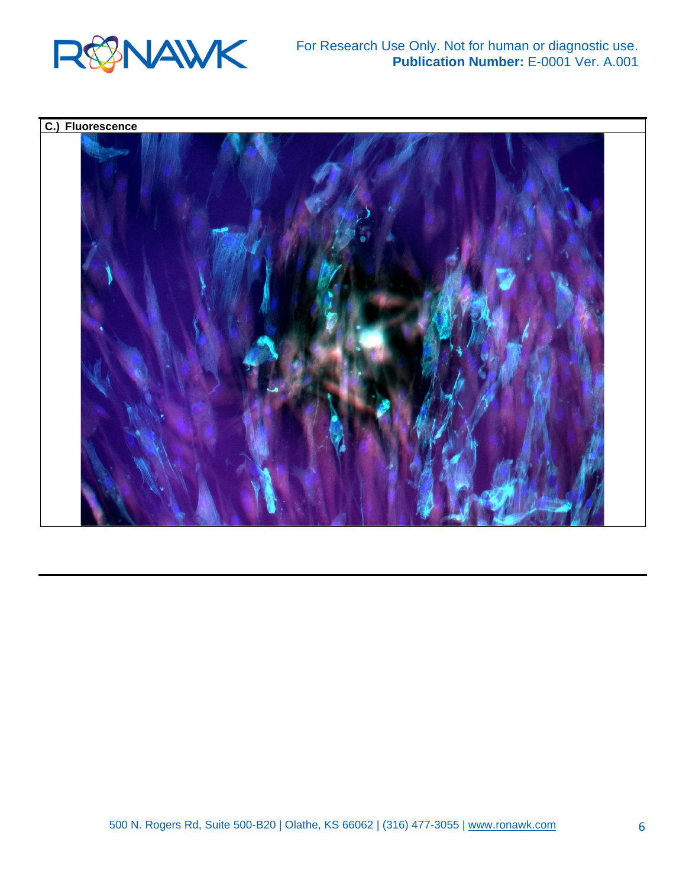**C.) Fluorescence**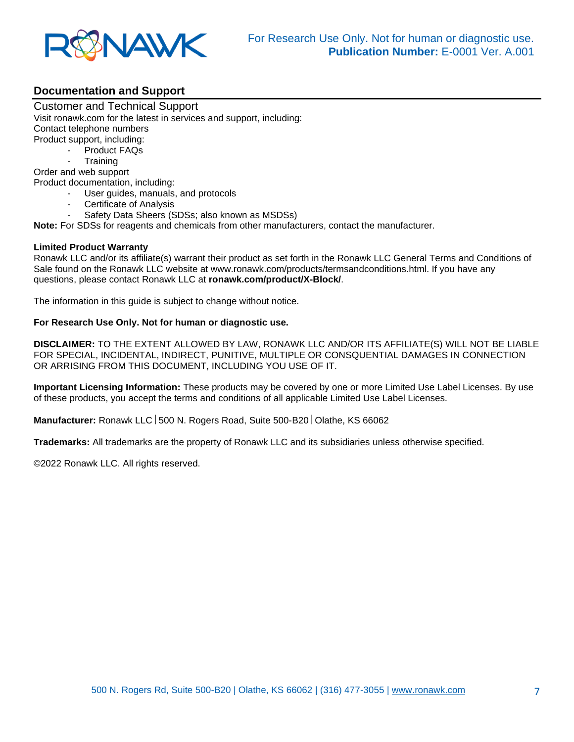## Documentation and Support

### Customer and Technical Support

Visit ronawk.com for the latest in services and support, including:
Contact telephone numbers
Product support, including:

- Product FAQs
- Training

Order and web support
Product documentation, including:

- User guides, manuals, and protocols
- Certificate of Analysis
- Safety Data Sheers (SDSs; also known as MSDSs)

**Note:** For SDSs for reagents and chemicals from other manufacturers, contact the manufacturer.

**Limited Product Warranty**
Ronawk LLC and/or its affiliate(s) warrant their product as set forth in the Ronawk LLC General Terms and Conditions of Sale found on the Ronawk LLC website at www.ronawk.com/products/termsandconditions.html. If you have any questions, please contact Ronawk LLC at **ronawk.com/product/X-Block/**.

The information in this guide is subject to change without notice.

**For Research Use Only. Not for human or diagnostic use.**

**DISCLAIMER:** TO THE EXTENT ALLOWED BY LAW, RONAWK LLC AND/OR ITS AFFILIATE(S) WILL NOT BE LIABLE FOR SPECIAL, INCIDENTAL, INDIRECT, PUNITIVE, MULTIPLE OR CONSQUENTIAL DAMAGES IN CONNECTION OR ARRISING FROM THIS DOCUMENT, INCLUDING YOU USE OF IT.

**Important Licensing Information:** These products may be covered by one or more Limited Use Label Licenses. By use of these products, you accept the terms and conditions of all applicable Limited Use Label Licenses.

**Manufacturer:** Ronawk LLC | 500 N. Rogers Road, Suite 500-B20 | Olathe, KS 66062

**Trademarks:** All trademarks are the property of Ronawk LLC and its subsidiaries unless otherwise specified.

©2022 Ronawk LLC. All rights reserved.